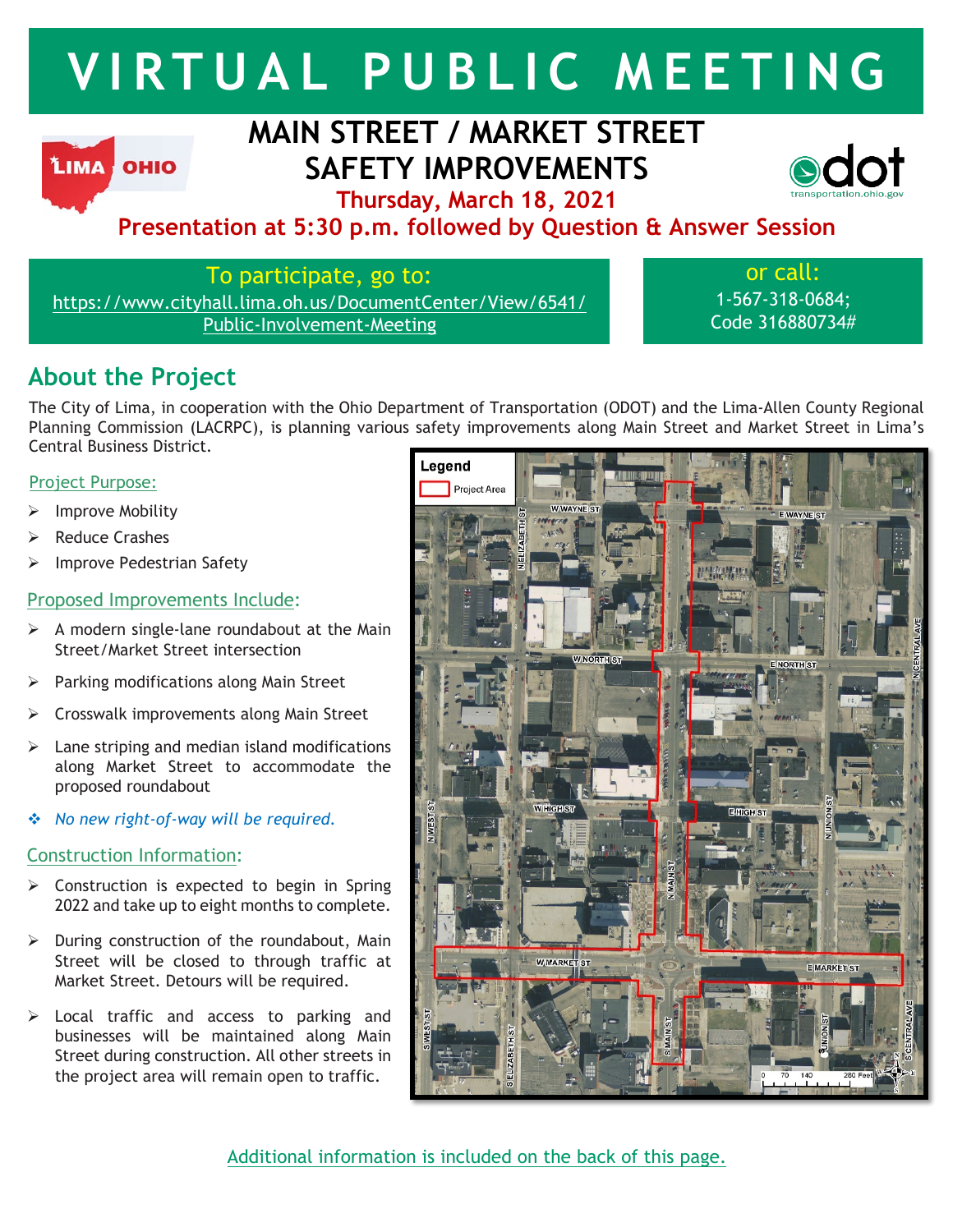# VIRTUAL PUBLIC MEETING

## MAIN STREET / MARKET STREET SAFETY IMPROVEMENTS

**Thursday, March 18, 2021**

**Presentation at 5:30 p.m. followed by Question & Answer Session**

To participate, go to:
https://www.cityhall.lima.oh.us/DocumentCenter/View/6541/Public-Involvement-Meeting

or call:
1-567-318-0684;
Code 316880734#

## About the Project

The City of Lima, in cooperation with the Ohio Department of Transportation (ODOT) and the Lima-Allen County Regional Planning Commission (LACRPC), is planning various safety improvements along Main Street and Market Street in Lima's Central Business District.

### Project Purpose:

- Improve Mobility
- Reduce Crashes
- Improve Pedestrian Safety

### Proposed Improvements Include:

- A modern single-lane roundabout at the Main Street/Market Street intersection
- Parking modifications along Main Street
- Crosswalk improvements along Main Street
- Lane striping and median island modifications along Market Street to accommodate the proposed roundabout
- *No new right-of-way will be required.*

### Construction Information:

- Construction is expected to begin in Spring 2022 and take up to eight months to complete.
- During construction of the roundabout, Main Street will be closed to through traffic at Market Street. Detours will be required.
- Local traffic and access to parking and businesses will be maintained along Main Street during construction. All other streets in the project area will remain open to traffic.

Additional information is included on the back of this page.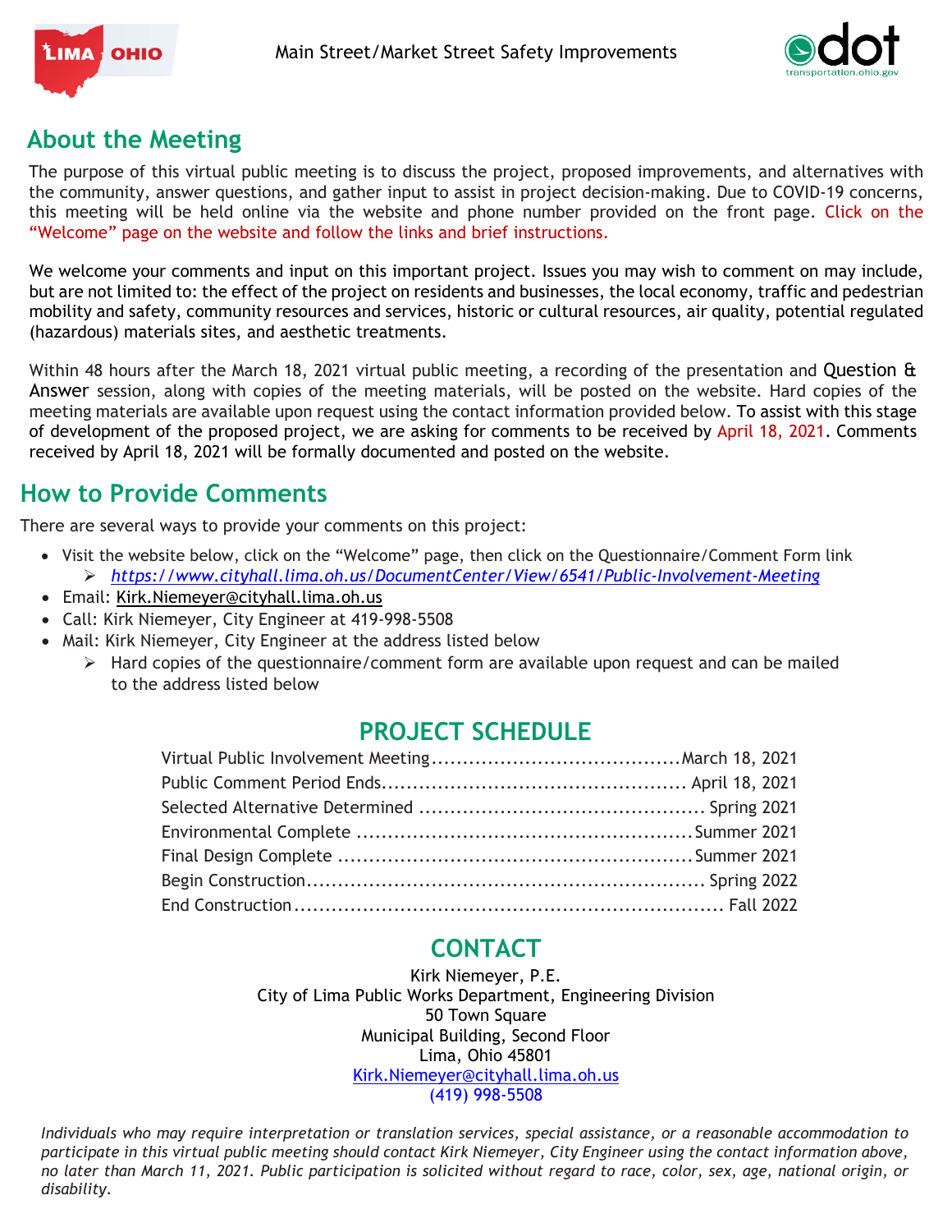## About the Meeting

The purpose of this virtual public meeting is to discuss the project, proposed improvements, and alternatives with the community, answer questions, and gather input to assist in project decision-making. Due to COVID-19 concerns, this meeting will be held online via the website and phone number provided on the front page. Click on the "Welcome" page on the website and follow the links and brief instructions.

We welcome your comments and input on this important project. Issues you may wish to comment on may include, but are not limited to: the effect of the project on residents and businesses, the local economy, traffic and pedestrian mobility and safety, community resources and services, historic or cultural resources, air quality, potential regulated (hazardous) materials sites, and aesthetic treatments.

Within 48 hours after the March 18, 2021 virtual public meeting, a recording of the presentation and Question & Answer session, along with copies of the meeting materials, will be posted on the website. Hard copies of the meeting materials are available upon request using the contact information provided below. To assist with this stage of development of the proposed project, we are asking for comments to be received by April 18, 2021. Comments received by April 18, 2021 will be formally documented and posted on the website.

## How to Provide Comments

There are several ways to provide your comments on this project:

- Visit the website below, click on the "Welcome" page, then click on the Questionnaire/Comment Form link
  - *https://www.cityhall.lima.oh.us/DocumentCenter/View/6541/Public-Involvement-Meeting*
- Email: Kirk.Niemeyer@cityhall.lima.oh.us
- Call: Kirk Niemeyer, City Engineer at 419-998-5508
- Mail: Kirk Niemeyer, City Engineer at the address listed below
  - Hard copies of the questionnaire/comment form are available upon request and can be mailed to the address listed below

## PROJECT SCHEDULE

| | |
|---|---|
| Virtual Public Involvement Meeting | March 18, 2021 |
| Public Comment Period Ends | April 18, 2021 |
| Selected Alternative Determined | Spring 2021 |
| Environmental Complete | Summer 2021 |
| Final Design Complete | Summer 2021 |
| Begin Construction | Spring 2022 |
| End Construction | Fall 2022 |

## CONTACT

Kirk Niemeyer, P.E.
City of Lima Public Works Department, Engineering Division
50 Town Square
Municipal Building, Second Floor
Lima, Ohio 45801
Kirk.Niemeyer@cityhall.lima.oh.us
(419) 998-5508

*Individuals who may require interpretation or translation services, special assistance, or a reasonable accommodation to participate in this virtual public meeting should contact Kirk Niemeyer, City Engineer using the contact information above, no later than March 11, 2021. Public participation is solicited without regard to race, color, sex, age, national origin, or disability.*